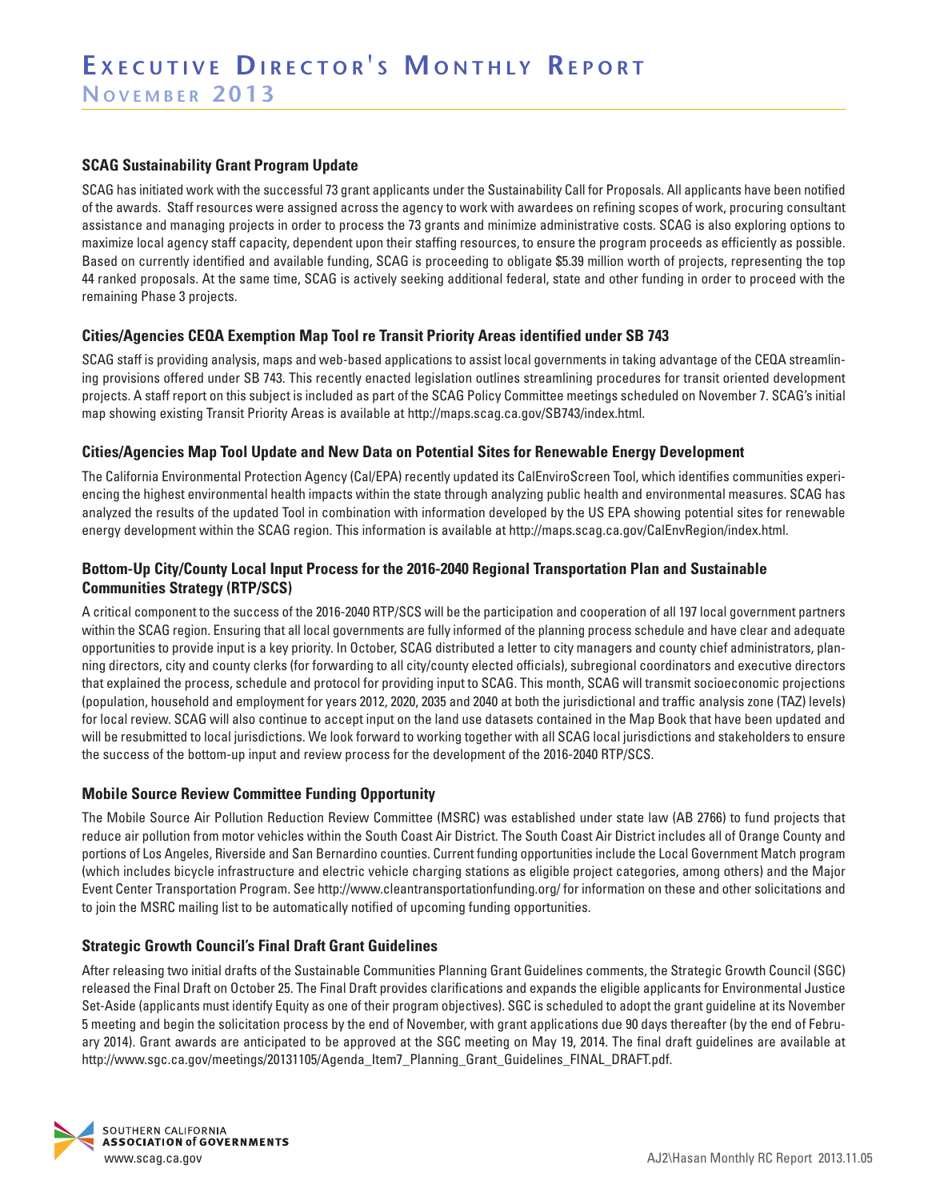# Executive Director's Monthly Report

## November 2013

### SCAG Sustainability Grant Program Update

SCAG has initiated work with the successful 73 grant applicants under the Sustainability Call for Proposals. All applicants have been notified of the awards. Staff resources were assigned across the agency to work with awardees on refining scopes of work, procuring consultant assistance and managing projects in order to process the 73 grants and minimize administrative costs. SCAG is also exploring options to maximize local agency staff capacity, dependent upon their staffing resources, to ensure the program proceeds as efficiently as possible. Based on currently identified and available funding, SCAG is proceeding to obligate $5.39 million worth of projects, representing the top 44 ranked proposals. At the same time, SCAG is actively seeking additional federal, state and other funding in order to proceed with the remaining Phase 3 projects.

### Cities/Agencies CEQA Exemption Map Tool re Transit Priority Areas identified under SB 743

SCAG staff is providing analysis, maps and web-based applications to assist local governments in taking advantage of the CEQA streamlining provisions offered under SB 743. This recently enacted legislation outlines streamlining procedures for transit oriented development projects. A staff report on this subject is included as part of the SCAG Policy Committee meetings scheduled on November 7. SCAG's initial map showing existing Transit Priority Areas is available at http://maps.scag.ca.gov/SB743/index.html.

### Cities/Agencies Map Tool Update and New Data on Potential Sites for Renewable Energy Development

The California Environmental Protection Agency (Cal/EPA) recently updated its CalEnviroScreen Tool, which identifies communities experiencing the highest environmental health impacts within the state through analyzing public health and environmental measures. SCAG has analyzed the results of the updated Tool in combination with information developed by the US EPA showing potential sites for renewable energy development within the SCAG region. This information is available at http://maps.scag.ca.gov/CalEnvRegion/index.html.

### Bottom-Up City/County Local Input Process for the 2016-2040 Regional Transportation Plan and Sustainable Communities Strategy (RTP/SCS)

A critical component to the success of the 2016-2040 RTP/SCS will be the participation and cooperation of all 197 local government partners within the SCAG region. Ensuring that all local governments are fully informed of the planning process schedule and have clear and adequate opportunities to provide input is a key priority. In October, SCAG distributed a letter to city managers and county chief administrators, planning directors, city and county clerks (for forwarding to all city/county elected officials), subregional coordinators and executive directors that explained the process, schedule and protocol for providing input to SCAG. This month, SCAG will transmit socioeconomic projections (population, household and employment for years 2012, 2020, 2035 and 2040 at both the jurisdictional and traffic analysis zone (TAZ) levels) for local review. SCAG will also continue to accept input on the land use datasets contained in the Map Book that have been updated and will be resubmitted to local jurisdictions. We look forward to working together with all SCAG local jurisdictions and stakeholders to ensure the success of the bottom-up input and review process for the development of the 2016-2040 RTP/SCS.

### Mobile Source Review Committee Funding Opportunity

The Mobile Source Air Pollution Reduction Review Committee (MSRC) was established under state law (AB 2766) to fund projects that reduce air pollution from motor vehicles within the South Coast Air District. The South Coast Air District includes all of Orange County and portions of Los Angeles, Riverside and San Bernardino counties. Current funding opportunities include the Local Government Match program (which includes bicycle infrastructure and electric vehicle charging stations as eligible project categories, among others) and the Major Event Center Transportation Program. See http://www.cleantransportationfunding.org/ for information on these and other solicitations and to join the MSRC mailing list to be automatically notified of upcoming funding opportunities.

### Strategic Growth Council's Final Draft Grant Guidelines

After releasing two initial drafts of the Sustainable Communities Planning Grant Guidelines comments, the Strategic Growth Council (SGC) released the Final Draft on October 25. The Final Draft provides clarifications and expands the eligible applicants for Environmental Justice Set-Aside (applicants must identify Equity as one of their program objectives). SGC is scheduled to adopt the grant guideline at its November 5 meeting and begin the solicitation process by the end of November, with grant applications due 90 days thereafter (by the end of February 2014). Grant awards are anticipated to be approved at the SGC meeting on May 19, 2014. The final draft guidelines are available at http://www.sgc.ca.gov/meetings/20131105/Agenda_Item7_Planning_Grant_Guidelines_FINAL_DRAFT.pdf.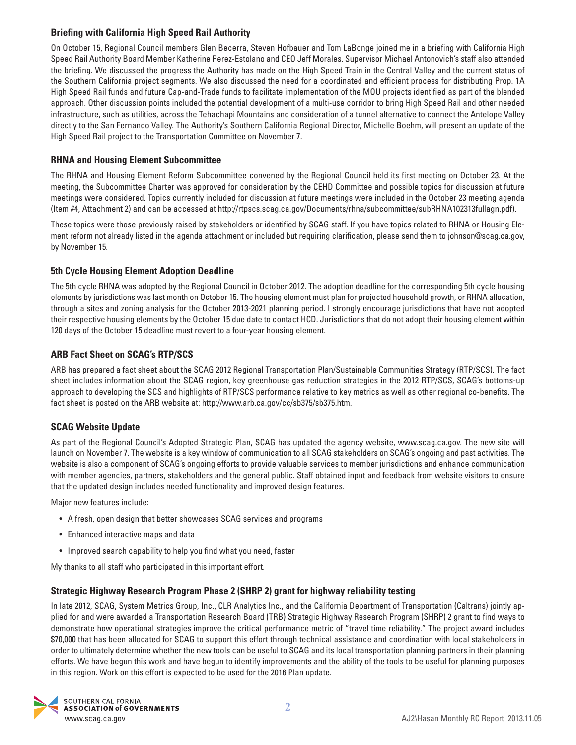### Briefing with California High Speed Rail Authority

On October 15, Regional Council members Glen Becerra, Steven Hofbauer and Tom LaBonge joined me in a briefing with California High Speed Rail Authority Board Member Katherine Perez-Estolano and CEO Jeff Morales. Supervisor Michael Antonovich's staff also attended the briefing. We discussed the progress the Authority has made on the High Speed Train in the Central Valley and the current status of the Southern California project segments. We also discussed the need for a coordinated and efficient process for distributing Prop. 1A High Speed Rail funds and future Cap-and-Trade funds to facilitate implementation of the MOU projects identified as part of the blended approach. Other discussion points included the potential development of a multi-use corridor to bring High Speed Rail and other needed infrastructure, such as utilities, across the Tehachapi Mountains and consideration of a tunnel alternative to connect the Antelope Valley directly to the San Fernando Valley. The Authority's Southern California Regional Director, Michelle Boehm, will present an update of the High Speed Rail project to the Transportation Committee on November 7.

### RHNA and Housing Element Subcommittee

The RHNA and Housing Element Reform Subcommittee convened by the Regional Council held its first meeting on October 23. At the meeting, the Subcommittee Charter was approved for consideration by the CEHD Committee and possible topics for discussion at future meetings were considered. Topics currently included for discussion at future meetings were included in the October 23 meeting agenda (Item #4, Attachment 2) and can be accessed at http://rtpscs.scag.ca.gov/Documents/rhna/subcommittee/subRHNA102313fullagn.pdf).

These topics were those previously raised by stakeholders or identified by SCAG staff. If you have topics related to RHNA or Housing Element reform not already listed in the agenda attachment or included but requiring clarification, please send them to johnson@scag.ca.gov, by November 15.

### 5th Cycle Housing Element Adoption Deadline

The 5th cycle RHNA was adopted by the Regional Council in October 2012. The adoption deadline for the corresponding 5th cycle housing elements by jurisdictions was last month on October 15. The housing element must plan for projected household growth, or RHNA allocation, through a sites and zoning analysis for the October 2013-2021 planning period. I strongly encourage jurisdictions that have not adopted their respective housing elements by the October 15 due date to contact HCD. Jurisdictions that do not adopt their housing element within 120 days of the October 15 deadline must revert to a four-year housing element.

### ARB Fact Sheet on SCAG's RTP/SCS

ARB has prepared a fact sheet about the SCAG 2012 Regional Transportation Plan/Sustainable Communities Strategy (RTP/SCS). The fact sheet includes information about the SCAG region, key greenhouse gas reduction strategies in the 2012 RTP/SCS, SCAG's bottoms-up approach to developing the SCS and highlights of RTP/SCS performance relative to key metrics as well as other regional co-benefits. The fact sheet is posted on the ARB website at: http://www.arb.ca.gov/cc/sb375/sb375.htm.

### SCAG Website Update

As part of the Regional Council's Adopted Strategic Plan, SCAG has updated the agency website, www.scag.ca.gov. The new site will launch on November 7. The website is a key window of communication to all SCAG stakeholders on SCAG's ongoing and past activities. The website is also a component of SCAG's ongoing efforts to provide valuable services to member jurisdictions and enhance communication with member agencies, partners, stakeholders and the general public. Staff obtained input and feedback from website visitors to ensure that the updated design includes needed functionality and improved design features.

Major new features include:

- A fresh, open design that better showcases SCAG services and programs
- Enhanced interactive maps and data
- Improved search capability to help you find what you need, faster

My thanks to all staff who participated in this important effort.

### Strategic Highway Research Program Phase 2 (SHRP 2) grant for highway reliability testing

In late 2012, SCAG, System Metrics Group, Inc., CLR Analytics Inc., and the California Department of Transportation (Caltrans) jointly applied for and were awarded a Transportation Research Board (TRB) Strategic Highway Research Program (SHRP) 2 grant to find ways to demonstrate how operational strategies improve the critical performance metric of "travel time reliability." The project award includes $70,000 that has been allocated for SCAG to support this effort through technical assistance and coordination with local stakeholders in order to ultimately determine whether the new tools can be useful to SCAG and its local transportation planning partners in their planning efforts. We have begun this work and have begun to identify improvements and the ability of the tools to be useful for planning purposes in this region. Work on this effort is expected to be used for the 2016 Plan update.